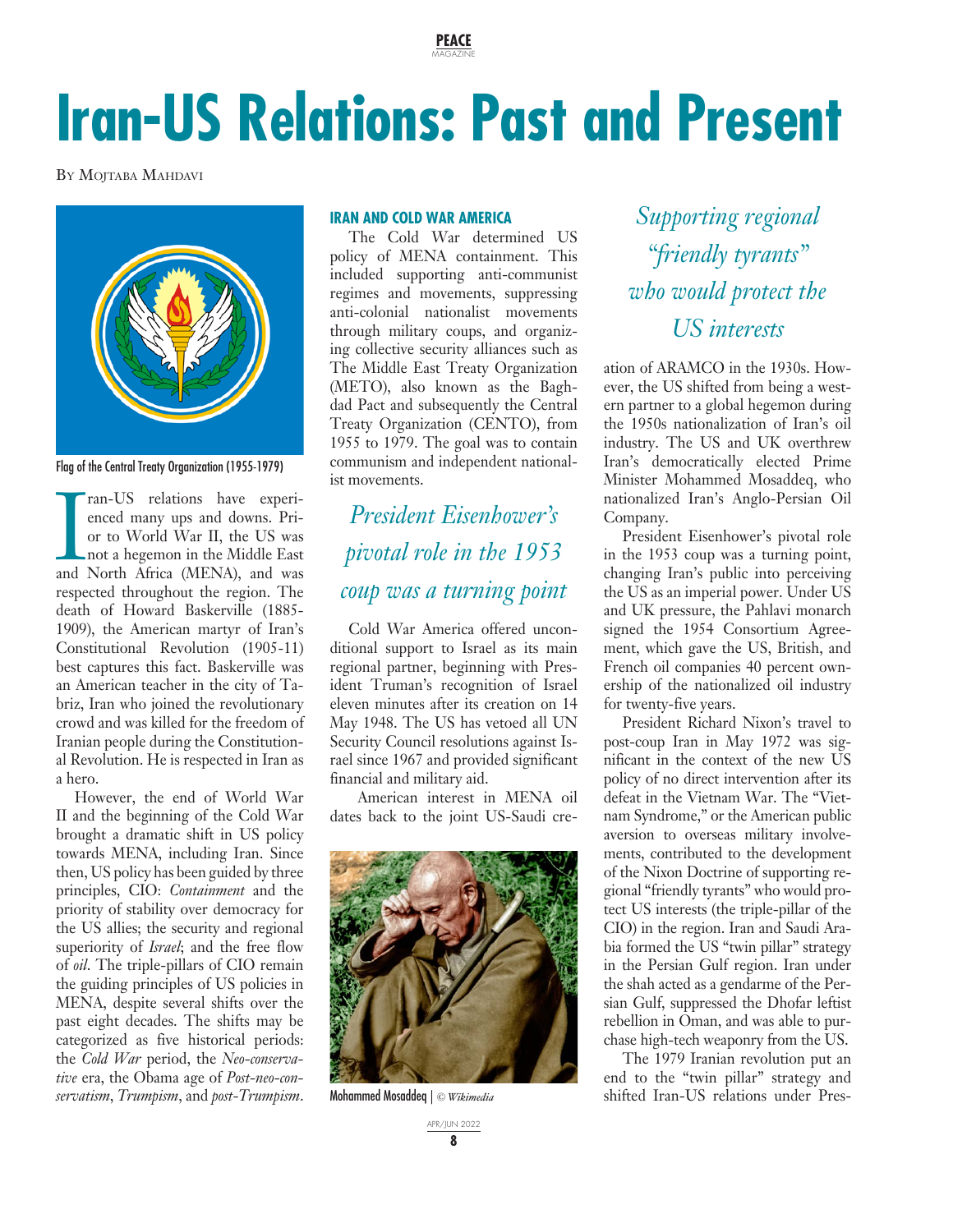# Iran-US Relations: Past and Present

By Mojtaba Mahdavi

Flag of the Central Treaty Organization (1955-1979)

Iran-US relations have experienced many ups and downs. Prior to World War II, the US was not a hegemon in the Middle East and North Africa (MENA), and was respected throughout the region. The death of Howard Baskerville (1885-1909), the American martyr of Iran's Constitutional Revolution (1905-11) best captures this fact. Baskerville was an American teacher in the city of Tabriz, Iran who joined the revolutionary crowd and was killed for the freedom of Iranian people during the Constitutional Revolution. He is respected in Iran as a hero.

However, the end of World War II and the beginning of the Cold War brought a dramatic shift in US policy towards MENA, including Iran. Since then, US policy has been guided by three principles, CIO: *Containment* and the priority of stability over democracy for the US allies; the security and regional superiority of *Israel*; and the free flow of *oil*. The triple-pillars of CIO remain the guiding principles of US policies in MENA, despite several shifts over the past eight decades. The shifts may be categorized as five historical periods: the *Cold War* period, the *Neo-conservative* era, the Obama age of *Post-neo-conservatism*, *Trumpism*, and *post-Trumpism*.

## Iran and Cold War America

The Cold War determined US policy of MENA containment. This included supporting anti-communist regimes and movements, suppressing anti-colonial nationalist movements through military coups, and organizing collective security alliances such as The Middle East Treaty Organization (METO), also known as the Baghdad Pact and subsequently the Central Treaty Organization (CENTO), from 1955 to 1979. The goal was to contain communism and independent nationalist movements.

> *President Eisenhower's pivotal role in the 1953 coup was a turning point*

Cold War America offered unconditional support to Israel as its main regional partner, beginning with President Truman's recognition of Israel eleven minutes after its creation on 14 May 1948. The US has vetoed all UN Security Council resolutions against Israel since 1967 and provided significant financial and military aid.

American interest in MENA oil dates back to the joint US-Saudi creation of ARAMCO in the 1930s. However, the US shifted from being a western partner to a global hegemon during the 1950s nationalization of Iran's oil industry. The US and UK overthrew Iran's democratically elected Prime Minister Mohammed Mosaddeq, who nationalized Iran's Anglo-Persian Oil Company.

Mohammed Mosaddeq | © *Wikimedia*

> *Supporting regional "friendly tyrants" who would protect the US interests*

President Eisenhower's pivotal role in the 1953 coup was a turning point, changing Iran's public into perceiving the US as an imperial power. Under US and UK pressure, the Pahlavi monarch signed the 1954 Consortium Agreement, which gave the US, British, and French oil companies 40 percent ownership of the nationalized oil industry for twenty-five years.

President Richard Nixon's travel to post-coup Iran in May 1972 was significant in the context of the new US policy of no direct intervention after its defeat in the Vietnam War. The "Vietnam Syndrome," or the American public aversion to overseas military involvements, contributed to the development of the Nixon Doctrine of supporting regional "friendly tyrants" who would protect US interests (the triple-pillar of the CIO) in the region. Iran and Saudi Arabia formed the US "twin pillar" strategy in the Persian Gulf region. Iran under the shah acted as a gendarme of the Persian Gulf, suppressed the Dhofar leftist rebellion in Oman, and was able to purchase high-tech weaponry from the US.

The 1979 Iranian revolution put an end to the "twin pillar" strategy and shifted Iran-US relations under Pres-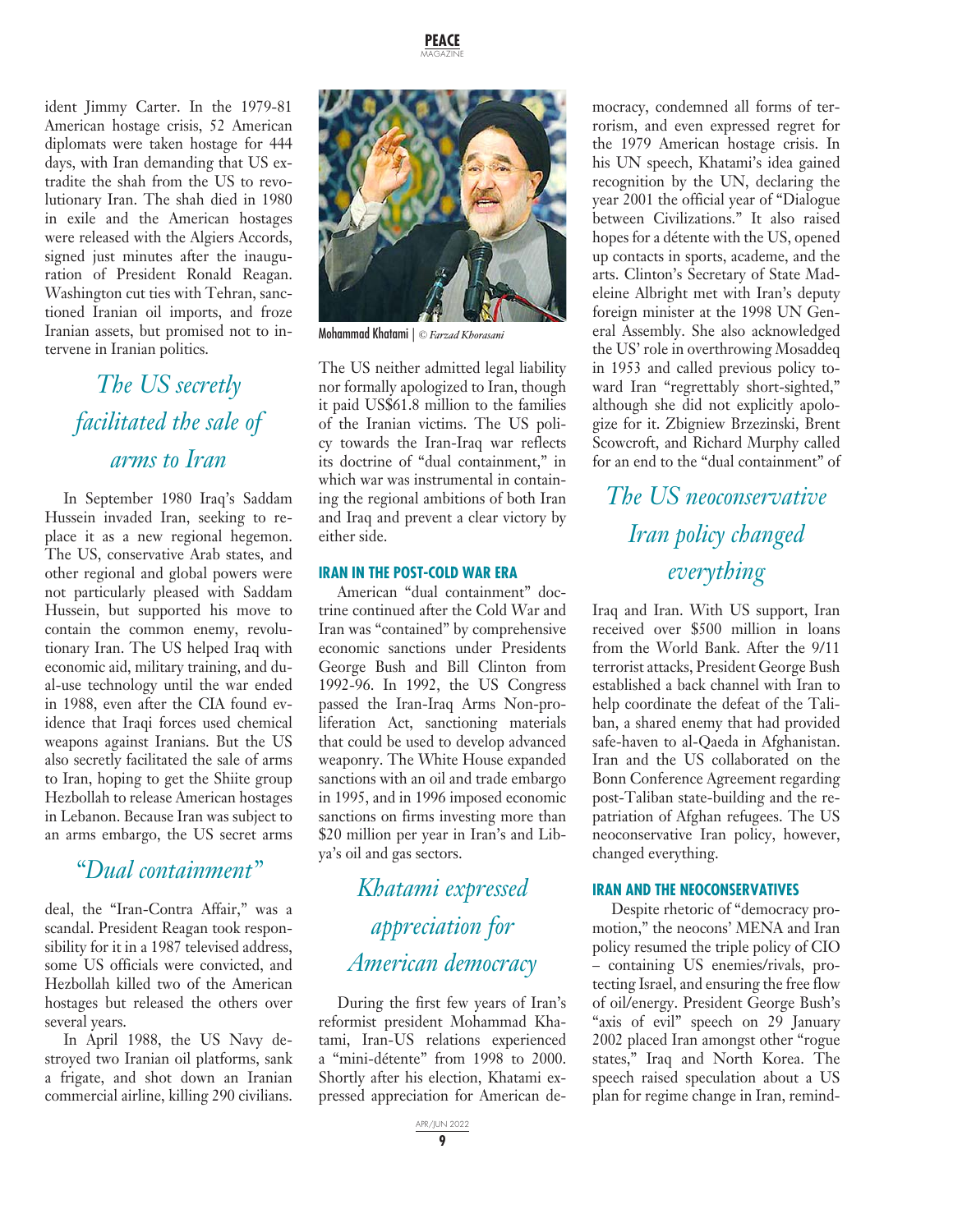ident Jimmy Carter. In the 1979-81 American hostage crisis, 52 American diplomats were taken hostage for 444 days, with Iran demanding that US extradite the shah from the US to revolutionary Iran. The shah died in 1980 in exile and the American hostages were released with the Algiers Accords, signed just minutes after the inauguration of President Ronald Reagan. Washington cut ties with Tehran, sanctioned Iranian oil imports, and froze Iranian assets, but promised not to intervene in Iranian politics.

*The US secretly facilitated the sale of arms to Iran*

In September 1980 Iraq's Saddam Hussein invaded Iran, seeking to replace it as a new regional hegemon. The US, conservative Arab states, and other regional and global powers were not particularly pleased with Saddam Hussein, but supported his move to contain the common enemy, revolutionary Iran. The US helped Iraq with economic aid, military training, and dual-use technology until the war ended in 1988, even after the CIA found evidence that Iraqi forces used chemical weapons against Iranians. But the US also secretly facilitated the sale of arms to Iran, hoping to get the Shiite group Hezbollah to release American hostages in Lebanon. Because Iran was subject to an arms embargo, the US secret arms deal, the "Iran-Contra Affair," was a scandal. President Reagan took responsibility for it in a 1987 televised address, some US officials were convicted, and Hezbollah killed two of the American hostages but released the others over several years.

*"Dual containment"*

In April 1988, the US Navy destroyed two Iranian oil platforms, sank a frigate, and shot down an Iranian commercial airline, killing 290 civilians.

Mohammad Khatami | *© Farzad Khorasani*

The US neither admitted legal liability nor formally apologized to Iran, though it paid US$61.8 million to the families of the Iranian victims. The US policy towards the Iran-Iraq war reflects its doctrine of "dual containment," in which war was instrumental in containing the regional ambitions of both Iran and Iraq and prevent a clear victory by either side.

### IRAN IN THE POST-COLD WAR ERA

American "dual containment" doctrine continued after the Cold War and Iran was "contained" by comprehensive economic sanctions under Presidents George Bush and Bill Clinton from 1992-96. In 1992, the US Congress passed the Iran-Iraq Arms Non-proliferation Act, sanctioning materials that could be used to develop advanced weaponry. The White House expanded sanctions with an oil and trade embargo in 1995, and in 1996 imposed economic sanctions on firms investing more than $20 million per year in Iran's and Libya's oil and gas sectors.

*Khatami expressed appreciation for American democracy*

During the first few years of Iran's reformist president Mohammad Khatami, Iran-US relations experienced a "mini-détente" from 1998 to 2000. Shortly after his election, Khatami expressed appreciation for American democracy, condemned all forms of terrorism, and even expressed regret for the 1979 American hostage crisis. In his UN speech, Khatami's idea gained recognition by the UN, declaring the year 2001 the official year of "Dialogue between Civilizations." It also raised hopes for a détente with the US, opened up contacts in sports, academe, and the arts. Clinton's Secretary of State Madeleine Albright met with Iran's deputy foreign minister at the 1998 UN General Assembly. She also acknowledged the US' role in overthrowing Mosaddeq in 1953 and called previous policy toward Iran "regrettably short-sighted," although she did not explicitly apologize for it. Zbigniew Brzezinski, Brent Scowcroft, and Richard Murphy called for an end to the "dual containment" of Iraq and Iran. With US support, Iran received over $500 million in loans from the World Bank. After the 9/11 terrorist attacks, President George Bush established a back channel with Iran to help coordinate the defeat of the Taliban, a shared enemy that had provided safe-haven to al-Qaeda in Afghanistan. Iran and the US collaborated on the Bonn Conference Agreement regarding post-Taliban state-building and the repatriation of Afghan refugees. The US neoconservative Iran policy, however, changed everything.

*The US neoconservative Iran policy changed everything*

### IRAN AND THE NEOCONSERVATIVES

Despite rhetoric of "democracy promotion," the neocons' MENA and Iran policy resumed the triple policy of CIO – containing US enemies/rivals, protecting Israel, and ensuring the free flow of oil/energy. President George Bush's "axis of evil" speech on 29 January 2002 placed Iran amongst other "rogue states," Iraq and North Korea. The speech raised speculation about a US plan for regime change in Iran, remind-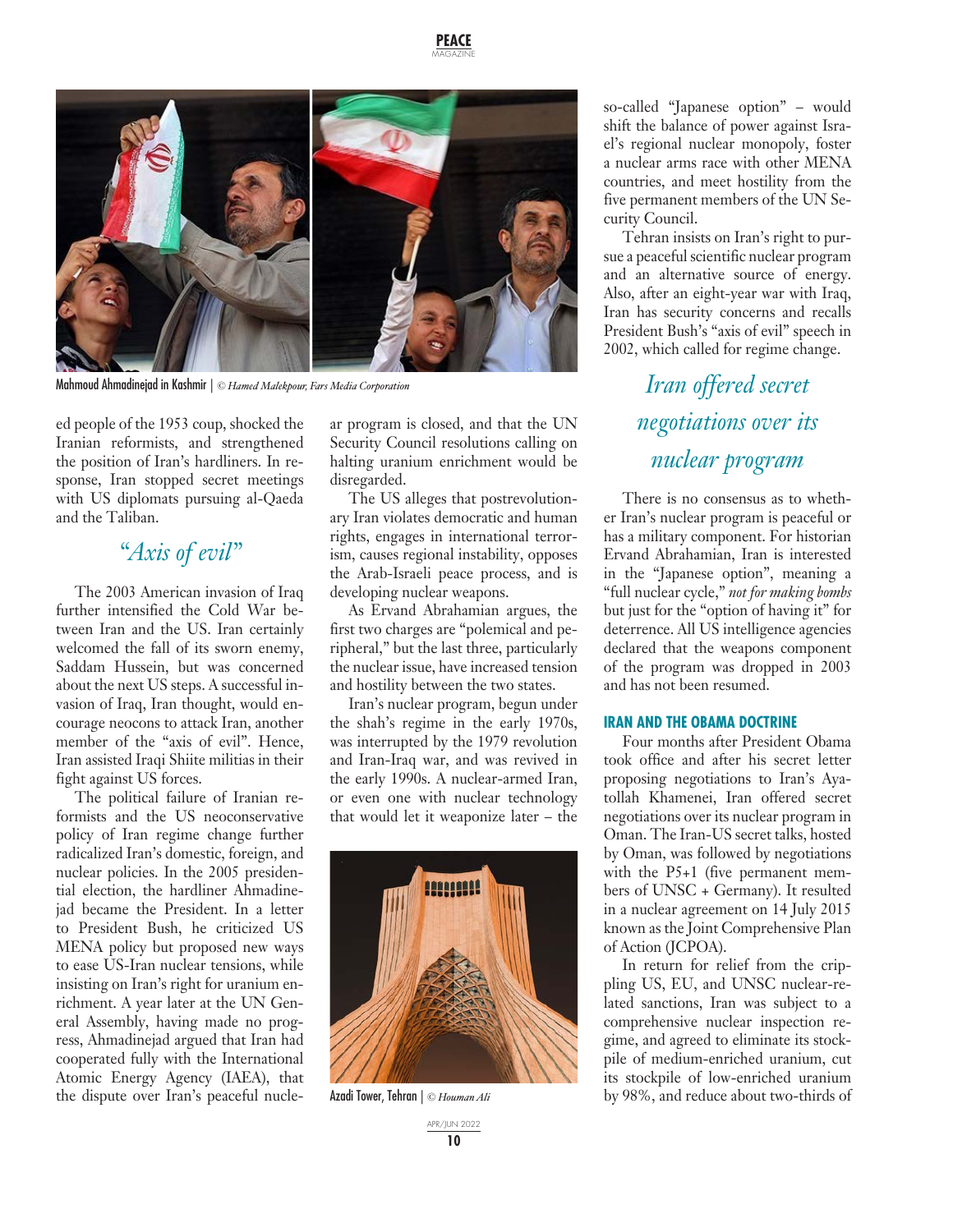Mahmoud Ahmadinejad in Kashmir | *© Hamed Malekpour, Fars Media Corporation*

ed people of the 1953 coup, shocked the Iranian reformists, and strengthened the position of Iran's hardliners. In response, Iran stopped secret meetings with US diplomats pursuing al-Qaeda and the Taliban.

## *"Axis of evil"*

The 2003 American invasion of Iraq further intensified the Cold War between Iran and the US. Iran certainly welcomed the fall of its sworn enemy, Saddam Hussein, but was concerned about the next US steps. A successful invasion of Iraq, Iran thought, would encourage neocons to attack Iran, another member of the "axis of evil". Hence, Iran assisted Iraqi Shiite militias in their fight against US forces.

The political failure of Iranian reformists and the US neoconservative policy of Iran regime change further radicalized Iran's domestic, foreign, and nuclear policies. In the 2005 presidential election, the hardliner Ahmadinejad became the President. In a letter to President Bush, he criticized US MENA policy but proposed new ways to ease US-Iran nuclear tensions, while insisting on Iran's right for uranium enrichment. A year later at the UN General Assembly, having made no progress, Ahmadinejad argued that Iran had cooperated fully with the International Atomic Energy Agency (IAEA), that the dispute over Iran's peaceful nuclear program is closed, and that the UN Security Council resolutions calling on halting uranium enrichment would be disregarded.

The US alleges that postrevolutionary Iran violates democratic and human rights, engages in international terrorism, causes regional instability, opposes the Arab-Israeli peace process, and is developing nuclear weapons.

As Ervand Abrahamian argues, the first two charges are "polemical and peripheral," but the last three, particularly the nuclear issue, have increased tension and hostility between the two states.

Iran's nuclear program, begun under the shah's regime in the early 1970s, was interrupted by the 1979 revolution and Iran-Iraq war, and was revived in the early 1990s. A nuclear-armed Iran, or even one with nuclear technology that would let it weaponize later – the so-called "Japanese option" – would shift the balance of power against Israel's regional nuclear monopoly, foster a nuclear arms race with other MENA countries, and meet hostility from the five permanent members of the UN Security Council.

Azadi Tower, Tehran | *© Houman Ali*

Tehran insists on Iran's right to pursue a peaceful scientific nuclear program and an alternative source of energy. Also, after an eight-year war with Iraq, Iran has security concerns and recalls President Bush's "axis of evil" speech in 2002, which called for regime change.

> *Iran offered secret negotiations over its nuclear program*

There is no consensus as to whether Iran's nuclear program is peaceful or has a military component. For historian Ervand Abrahamian, Iran is interested in the "Japanese option", meaning a "full nuclear cycle," *not for making bombs* but just for the "option of having it" for deterrence. All US intelligence agencies declared that the weapons component of the program was dropped in 2003 and has not been resumed.

## IRAN AND THE OBAMA DOCTRINE

Four months after President Obama took office and after his secret letter proposing negotiations to Iran's Ayatollah Khamenei, Iran offered secret negotiations over its nuclear program in Oman. The Iran-US secret talks, hosted by Oman, was followed by negotiations with the P5+1 (five permanent members of UNSC + Germany). It resulted in a nuclear agreement on 14 July 2015 known as the Joint Comprehensive Plan of Action (JCPOA).

In return for relief from the crippling US, EU, and UNSC nuclear-related sanctions, Iran was subject to a comprehensive nuclear inspection regime, and agreed to eliminate its stockpile of medium-enriched uranium, cut its stockpile of low-enriched uranium by 98%, and reduce about two-thirds of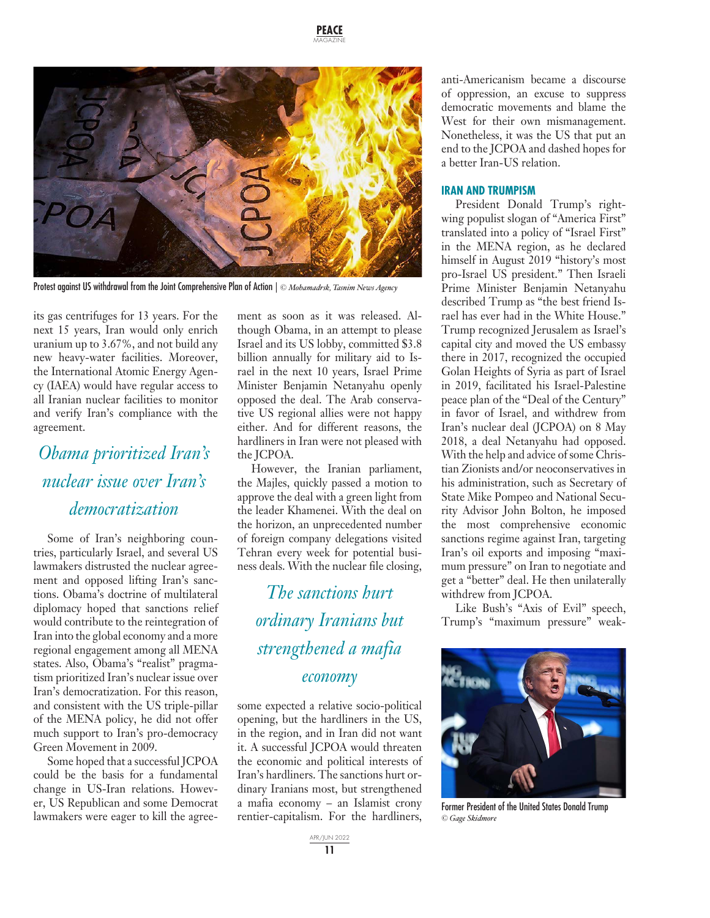Protest against US withdrawal from the Joint Comprehensive Plan of Action | *© Mohamadrsk, Tasnim News Agency*

its gas centrifuges for 13 years. For the next 15 years, Iran would only enrich uranium up to 3.67%, and not build any new heavy-water facilities. Moreover, the International Atomic Energy Agency (IAEA) would have regular access to all Iranian nuclear facilities to monitor and verify Iran's compliance with the agreement.

> *Obama prioritized Iran's nuclear issue over Iran's democratization*

Some of Iran's neighboring countries, particularly Israel, and several US lawmakers distrusted the nuclear agreement and opposed lifting Iran's sanctions. Obama's doctrine of multilateral diplomacy hoped that sanctions relief would contribute to the reintegration of Iran into the global economy and a more regional engagement among all MENA states. Also, Obama's "realist" pragmatism prioritized Iran's nuclear issue over Iran's democratization. For this reason, and consistent with the US triple-pillar of the MENA policy, he did not offer much support to Iran's pro-democracy Green Movement in 2009.

Some hoped that a successful JCPOA could be the basis for a fundamental change in US-Iran relations. However, US Republican and some Democrat lawmakers were eager to kill the agreement as soon as it was released. Although Obama, in an attempt to please Israel and its US lobby, committed $3.8 billion annually for military aid to Israel in the next 10 years, Israel Prime Minister Benjamin Netanyahu openly opposed the deal. The Arab conservative US regional allies were not happy either. And for different reasons, the hardliners in Iran were not pleased with the JCPOA.

However, the Iranian parliament, the Majles, quickly passed a motion to approve the deal with a green light from the leader Khamenei. With the deal on the horizon, an unprecedented number of foreign company delegations visited Tehran every week for potential business deals. With the nuclear file closing, some expected a relative socio-political opening, but the hardliners in the US, in the region, and in Iran did not want it. A successful JCPOA would threaten the economic and political interests of Iran's hardliners. The sanctions hurt ordinary Iranians most, but strengthened a mafia economy – an Islamist crony rentier-capitalism. For the hardliners, anti-Americanism became a discourse of oppression, an excuse to suppress democratic movements and blame the West for their own mismanagement. Nonetheless, it was the US that put an end to the JCPOA and dashed hopes for a better Iran-US relation.

> *The sanctions hurt ordinary Iranians but strengthened a mafia economy*

## IRAN AND TRUMPISM

President Donald Trump's right-wing populist slogan of "America First" translated into a policy of "Israel First" in the MENA region, as he declared himself in August 2019 "history's most pro-Israel US president." Then Israeli Prime Minister Benjamin Netanyahu described Trump as "the best friend Israel has ever had in the White House." Trump recognized Jerusalem as Israel's capital city and moved the US embassy there in 2017, recognized the occupied Golan Heights of Syria as part of Israel in 2019, facilitated his Israel-Palestine peace plan of the "Deal of the Century" in favor of Israel, and withdrew from Iran's nuclear deal (JCPOA) on 8 May 2018, a deal Netanyahu had opposed. With the help and advice of some Christian Zionists and/or neoconservatives in his administration, such as Secretary of State Mike Pompeo and National Security Advisor John Bolton, he imposed the most comprehensive economic sanctions regime against Iran, targeting Iran's oil exports and imposing "maximum pressure" on Iran to negotiate and get a "better" deal. He then unilaterally withdrew from JCPOA.

Like Bush's "Axis of Evil" speech, Trump's "maximum pressure" weak-

Former President of the United States Donald Trump
*© Gage Skidmore*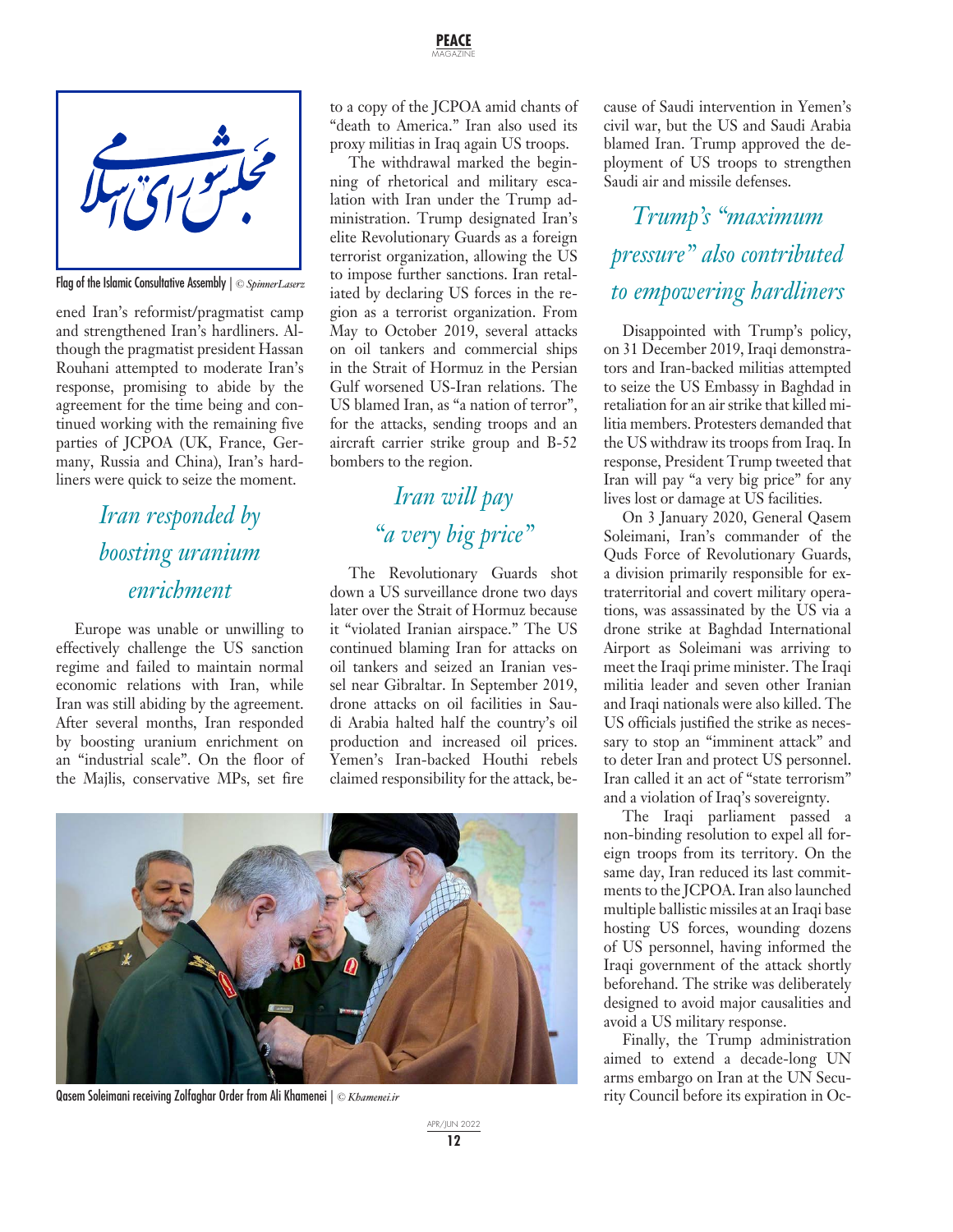Flag of the Islamic Consultative Assembly | © *SpinnerLaserz*

ened Iran's reformist/pragmatist camp and strengthened Iran's hardliners. Although the pragmatist president Hassan Rouhani attempted to moderate Iran's response, promising to abide by the agreement for the time being and continued working with the remaining five parties of JCPOA (UK, France, Germany, Russia and China), Iran's hardliners were quick to seize the moment.

> *Iran responded by boosting uranium enrichment*

Europe was unable or unwilling to effectively challenge the US sanction regime and failed to maintain normal economic relations with Iran, while Iran was still abiding by the agreement. After several months, Iran responded by boosting uranium enrichment on an "industrial scale". On the floor of the Majlis, conservative MPs, set fire to a copy of the JCPOA amid chants of "death to America." Iran also used its proxy militias in Iraq again US troops.

The withdrawal marked the beginning of rhetorical and military escalation with Iran under the Trump administration. Trump designated Iran's elite Revolutionary Guards as a foreign terrorist organization, allowing the US to impose further sanctions. Iran retaliated by declaring US forces in the region as a terrorist organization. From May to October 2019, several attacks on oil tankers and commercial ships in the Strait of Hormuz in the Persian Gulf worsened US-Iran relations. The US blamed Iran, as "a nation of terror", for the attacks, sending troops and an aircraft carrier strike group and B-52 bombers to the region.

> *Iran will pay "a very big price"*

The Revolutionary Guards shot down a US surveillance drone two days later over the Strait of Hormuz because it "violated Iranian airspace." The US continued blaming Iran for attacks on oil tankers and seized an Iranian vessel near Gibraltar. In September 2019, drone attacks on oil facilities in Saudi Arabia halted half the country's oil production and increased oil prices. Yemen's Iran-backed Houthi rebels claimed responsibility for the attack, because of Saudi intervention in Yemen's civil war, but the US and Saudi Arabia blamed Iran. Trump approved the deployment of US troops to strengthen Saudi air and missile defenses.

> *Trump's "maximum pressure" also contributed to empowering hardliners*

Disappointed with Trump's policy, on 31 December 2019, Iraqi demonstrators and Iran-backed militias attempted to seize the US Embassy in Baghdad in retaliation for an air strike that killed militia members. Protesters demanded that the US withdraw its troops from Iraq. In response, President Trump tweeted that Iran will pay "a very big price" for any lives lost or damage at US facilities.

On 3 January 2020, General Qasem Soleimani, Iran's commander of the Quds Force of Revolutionary Guards, a division primarily responsible for extraterritorial and covert military operations, was assassinated by the US via a drone strike at Baghdad International Airport as Soleimani was arriving to meet the Iraqi prime minister. The Iraqi militia leader and seven other Iranian and Iraqi nationals were also killed. The US officials justified the strike as necessary to stop an "imminent attack" and to deter Iran and protect US personnel. Iran called it an act of "state terrorism" and a violation of Iraq's sovereignty.

The Iraqi parliament passed a non-binding resolution to expel all foreign troops from its territory. On the same day, Iran reduced its last commitments to the JCPOA. Iran also launched multiple ballistic missiles at an Iraqi base hosting US forces, wounding dozens of US personnel, having informed the Iraqi government of the attack shortly beforehand. The strike was deliberately designed to avoid major causalities and avoid a US military response.

Finally, the Trump administration aimed to extend a decade-long UN arms embargo on Iran at the UN Security Council before its expiration in Oc-

Qasem Soleimani receiving Zolfaghar Order from Ali Khamenei | © *Khamenei.ir*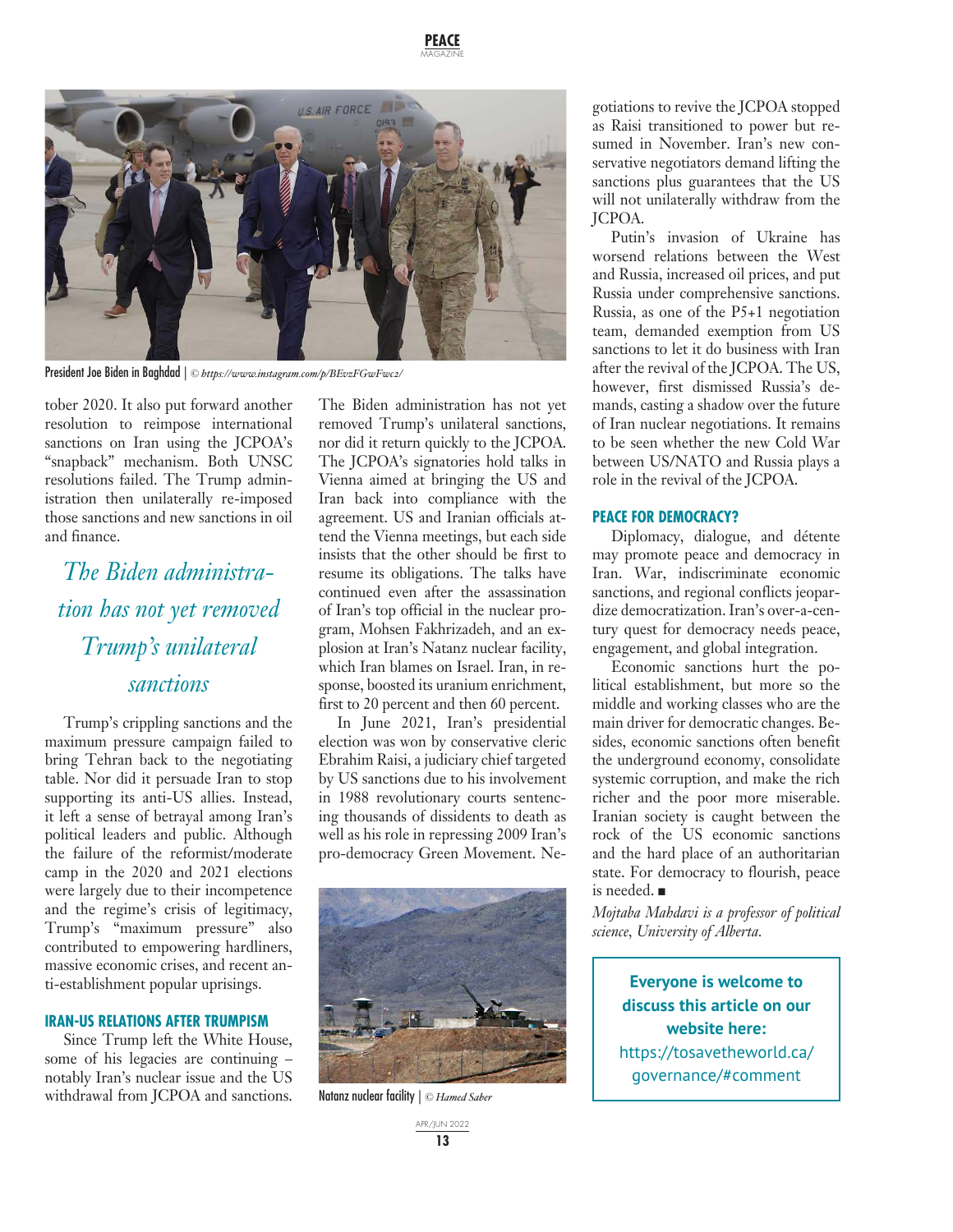President Joe Biden in Baghdad | *© https://www.instagram.com/p/BEvzFGwFwc2/*

tober 2020. It also put forward another resolution to reimpose international sanctions on Iran using the JCPOA's "snapback" mechanism. Both UNSC resolutions failed. The Trump administration then unilaterally re-imposed those sanctions and new sanctions in oil and finance.

> *The Biden administration has not yet removed Trump's unilateral sanctions*

Trump's crippling sanctions and the maximum pressure campaign failed to bring Tehran back to the negotiating table. Nor did it persuade Iran to stop supporting its anti-US allies. Instead, it left a sense of betrayal among Iran's political leaders and public. Although the failure of the reformist/moderate camp in the 2020 and 2021 elections were largely due to their incompetence and the regime's crisis of legitimacy, Trump's "maximum pressure" also contributed to empowering hardliners, massive economic crises, and recent anti-establishment popular uprisings.

## IRAN-US RELATIONS AFTER TRUMPISM

Since Trump left the White House, some of his legacies are continuing – notably Iran's nuclear issue and the US withdrawal from JCPOA and sanctions. The Biden administration has not yet removed Trump's unilateral sanctions, nor did it return quickly to the JCPOA. The JCPOA's signatories hold talks in Vienna aimed at bringing the US and Iran back into compliance with the agreement. US and Iranian officials attend the Vienna meetings, but each side insists that the other should be first to resume its obligations. The talks have continued even after the assassination of Iran's top official in the nuclear program, Mohsen Fakhrizadeh, and an explosion at Iran's Natanz nuclear facility, which Iran blames on Israel. Iran, in response, boosted its uranium enrichment, first to 20 percent and then 60 percent.

In June 2021, Iran's presidential election was won by conservative cleric Ebrahim Raisi, a judiciary chief targeted by US sanctions due to his involvement in 1988 revolutionary courts sentencing thousands of dissidents to death as well as his role in repressing 2009 Iran's pro-democracy Green Movement. Negotiations to revive the JCPOA stopped as Raisi transitioned to power but resumed in November. Iran's new conservative negotiators demand lifting the sanctions plus guarantees that the US will not unilaterally withdraw from the JCPOA.

Natanz nuclear facility | *© Hamed Saber*

Putin's invasion of Ukraine has worsend relations between the West and Russia, increased oil prices, and put Russia under comprehensive sanctions. Russia, as one of the P5+1 negotiation team, demanded exemption from US sanctions to let it do business with Iran after the revival of the JCPOA. The US, however, first dismissed Russia's demands, casting a shadow over the future of Iran nuclear negotiations. It remains to be seen whether the new Cold War between US/NATO and Russia plays a role in the revival of the JCPOA.

## PEACE FOR DEMOCRACY?

Diplomacy, dialogue, and détente may promote peace and democracy in Iran. War, indiscriminate economic sanctions, and regional conflicts jeopardize democratization. Iran's over-a-century quest for democracy needs peace, engagement, and global integration.

Economic sanctions hurt the political establishment, but more so the middle and working classes who are the main driver for democratic changes. Besides, economic sanctions often benefit the underground economy, consolidate systemic corruption, and make the rich richer and the poor more miserable. Iranian society is caught between the rock of the US economic sanctions and the hard place of an authoritarian state. For democracy to flourish, peace is needed. ■

*Mojtaba Mahdavi is a professor of political science, University of Alberta.*

**Everyone is welcome to discuss this article on our website here:**
https://tosavetheworld.ca/governance/#comment